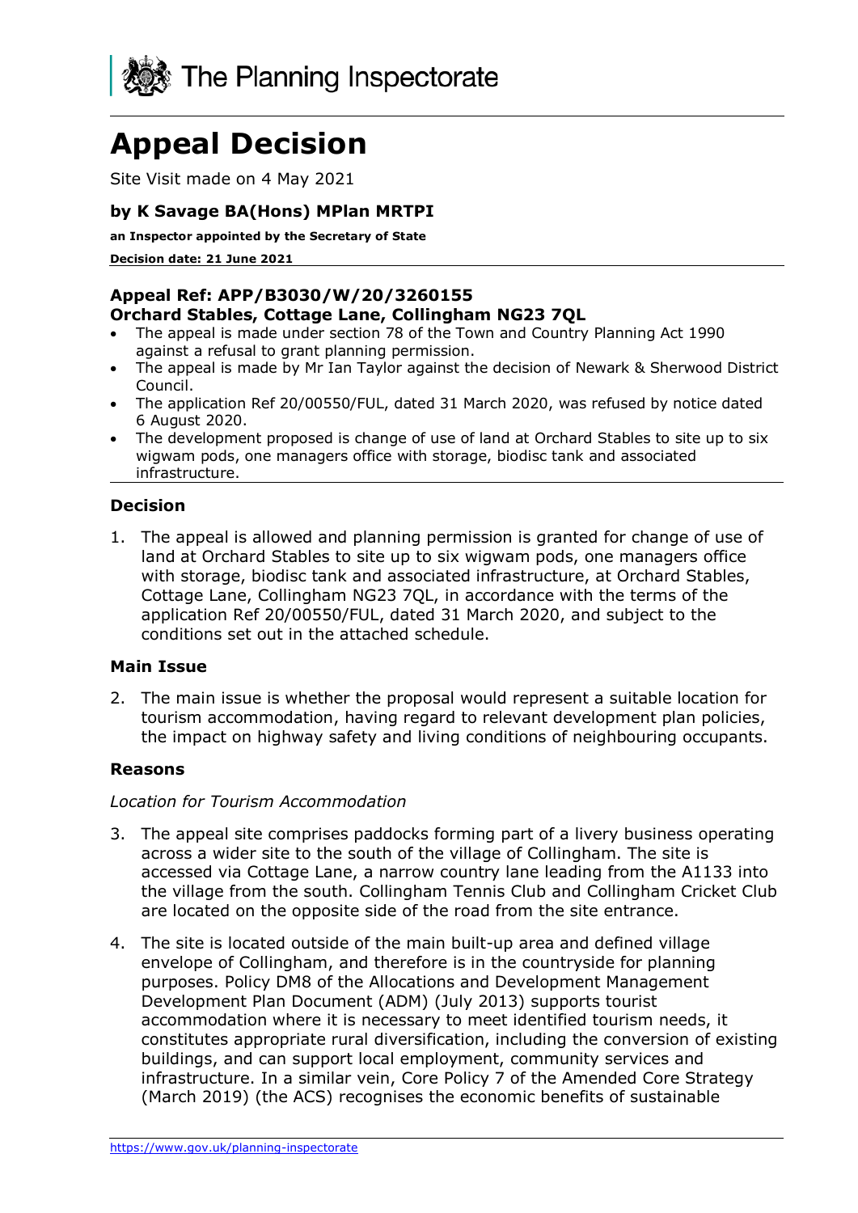The Planning Inspectorate

# Appeal Decision

Site Visit made on 4 May 2021

**by K Savage BA(Hons) MPlan MRTPI**

**an Inspector appointed by the Secretary of State**

**Decision date: 21 June 2021**

## Appeal Ref: APP/B3030/W/20/3260155
## Orchard Stables, Cottage Lane, Collingham NG23 7QL

- The appeal is made under section 78 of the Town and Country Planning Act 1990 against a refusal to grant planning permission.
- The appeal is made by Mr Ian Taylor against the decision of Newark & Sherwood District Council.
- The application Ref 20/00550/FUL, dated 31 March 2020, was refused by notice dated 6 August 2020.
- The development proposed is change of use of land at Orchard Stables to site up to six wigwam pods, one managers office with storage, biodisc tank and associated infrastructure.

### Decision

1. The appeal is allowed and planning permission is granted for change of use of land at Orchard Stables to site up to six wigwam pods, one managers office with storage, biodisc tank and associated infrastructure, at Orchard Stables, Cottage Lane, Collingham NG23 7QL, in accordance with the terms of the application Ref 20/00550/FUL, dated 31 March 2020, and subject to the conditions set out in the attached schedule.

### Main Issue

2. The main issue is whether the proposal would represent a suitable location for tourism accommodation, having regard to relevant development plan policies, the impact on highway safety and living conditions of neighbouring occupants.

### Reasons

*Location for Tourism Accommodation*

3. The appeal site comprises paddocks forming part of a livery business operating across a wider site to the south of the village of Collingham. The site is accessed via Cottage Lane, a narrow country lane leading from the A1133 into the village from the south. Collingham Tennis Club and Collingham Cricket Club are located on the opposite side of the road from the site entrance.

4. The site is located outside of the main built-up area and defined village envelope of Collingham, and therefore is in the countryside for planning purposes. Policy DM8 of the Allocations and Development Management Development Plan Document (ADM) (July 2013) supports tourist accommodation where it is necessary to meet identified tourism needs, it constitutes appropriate rural diversification, including the conversion of existing buildings, and can support local employment, community services and infrastructure. In a similar vein, Core Policy 7 of the Amended Core Strategy (March 2019) (the ACS) recognises the economic benefits of sustainable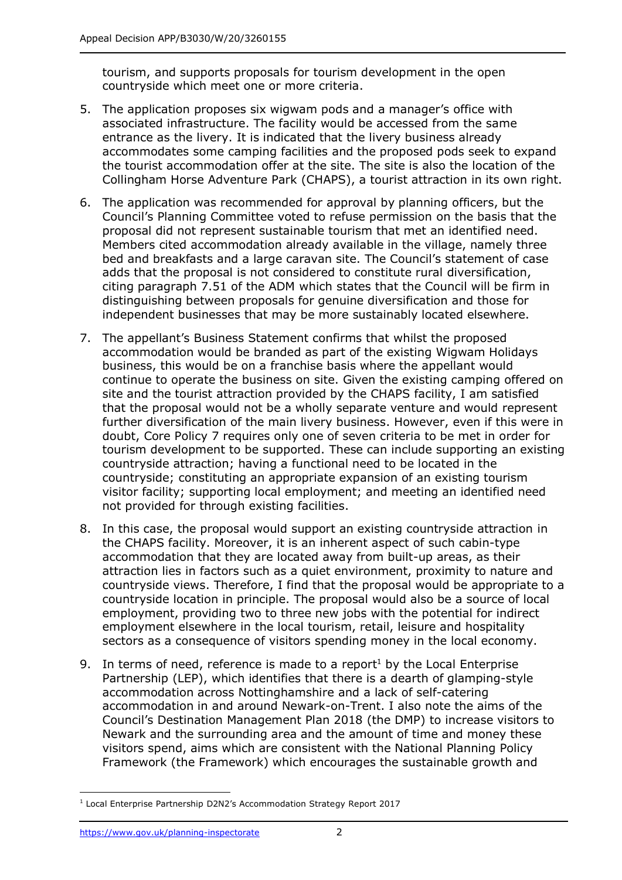tourism, and supports proposals for tourism development in the open countryside which meet one or more criteria.

5. The application proposes six wigwam pods and a manager's office with associated infrastructure. The facility would be accessed from the same entrance as the livery. It is indicated that the livery business already accommodates some camping facilities and the proposed pods seek to expand the tourist accommodation offer at the site. The site is also the location of the Collingham Horse Adventure Park (CHAPS), a tourist attraction in its own right.

6. The application was recommended for approval by planning officers, but the Council's Planning Committee voted to refuse permission on the basis that the proposal did not represent sustainable tourism that met an identified need. Members cited accommodation already available in the village, namely three bed and breakfasts and a large caravan site. The Council's statement of case adds that the proposal is not considered to constitute rural diversification, citing paragraph 7.51 of the ADM which states that the Council will be firm in distinguishing between proposals for genuine diversification and those for independent businesses that may be more sustainably located elsewhere.

7. The appellant's Business Statement confirms that whilst the proposed accommodation would be branded as part of the existing Wigwam Holidays business, this would be on a franchise basis where the appellant would continue to operate the business on site. Given the existing camping offered on site and the tourist attraction provided by the CHAPS facility, I am satisfied that the proposal would not be a wholly separate venture and would represent further diversification of the main livery business. However, even if this were in doubt, Core Policy 7 requires only one of seven criteria to be met in order for tourism development to be supported. These can include supporting an existing countryside attraction; having a functional need to be located in the countryside; constituting an appropriate expansion of an existing tourism visitor facility; supporting local employment; and meeting an identified need not provided for through existing facilities.

8. In this case, the proposal would support an existing countryside attraction in the CHAPS facility. Moreover, it is an inherent aspect of such cabin-type accommodation that they are located away from built-up areas, as their attraction lies in factors such as a quiet environment, proximity to nature and countryside views. Therefore, I find that the proposal would be appropriate to a countryside location in principle. The proposal would also be a source of local employment, providing two to three new jobs with the potential for indirect employment elsewhere in the local tourism, retail, leisure and hospitality sectors as a consequence of visitors spending money in the local economy.

9. In terms of need, reference is made to a report[1] by the Local Enterprise Partnership (LEP), which identifies that there is a dearth of glamping-style accommodation across Nottinghamshire and a lack of self-catering accommodation in and around Newark-on-Trent. I also note the aims of the Council's Destination Management Plan 2018 (the DMP) to increase visitors to Newark and the surrounding area and the amount of time and money these visitors spend, aims which are consistent with the National Planning Policy Framework (the Framework) which encourages the sustainable growth and

[1] Local Enterprise Partnership D2N2's Accommodation Strategy Report 2017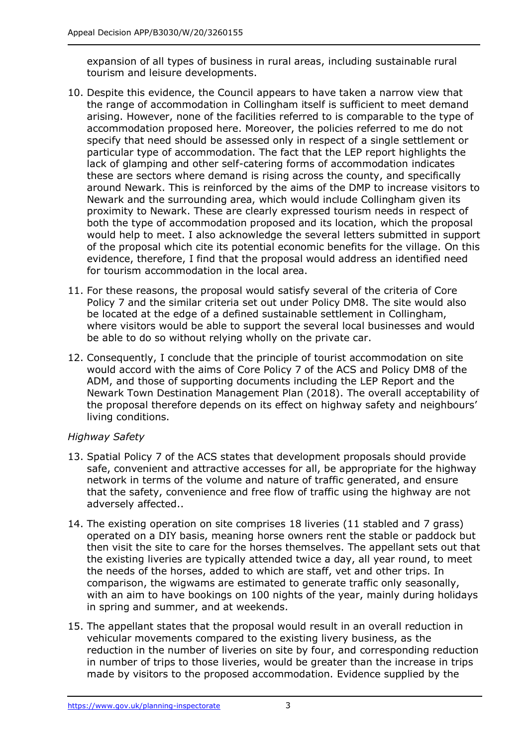expansion of all types of business in rural areas, including sustainable rural tourism and leisure developments.

10. Despite this evidence, the Council appears to have taken a narrow view that the range of accommodation in Collingham itself is sufficient to meet demand arising. However, none of the facilities referred to is comparable to the type of accommodation proposed here. Moreover, the policies referred to me do not specify that need should be assessed only in respect of a single settlement or particular type of accommodation. The fact that the LEP report highlights the lack of glamping and other self-catering forms of accommodation indicates these are sectors where demand is rising across the county, and specifically around Newark. This is reinforced by the aims of the DMP to increase visitors to Newark and the surrounding area, which would include Collingham given its proximity to Newark. These are clearly expressed tourism needs in respect of both the type of accommodation proposed and its location, which the proposal would help to meet. I also acknowledge the several letters submitted in support of the proposal which cite its potential economic benefits for the village. On this evidence, therefore, I find that the proposal would address an identified need for tourism accommodation in the local area.

11. For these reasons, the proposal would satisfy several of the criteria of Core Policy 7 and the similar criteria set out under Policy DM8. The site would also be located at the edge of a defined sustainable settlement in Collingham, where visitors would be able to support the several local businesses and would be able to do so without relying wholly on the private car.

12. Consequently, I conclude that the principle of tourist accommodation on site would accord with the aims of Core Policy 7 of the ACS and Policy DM8 of the ADM, and those of supporting documents including the LEP Report and the Newark Town Destination Management Plan (2018). The overall acceptability of the proposal therefore depends on its effect on highway safety and neighbours' living conditions.

*Highway Safety*

13. Spatial Policy 7 of the ACS states that development proposals should provide safe, convenient and attractive accesses for all, be appropriate for the highway network in terms of the volume and nature of traffic generated, and ensure that the safety, convenience and free flow of traffic using the highway are not adversely affected..

14. The existing operation on site comprises 18 liveries (11 stabled and 7 grass) operated on a DIY basis, meaning horse owners rent the stable or paddock but then visit the site to care for the horses themselves. The appellant sets out that the existing liveries are typically attended twice a day, all year round, to meet the needs of the horses, added to which are staff, vet and other trips. In comparison, the wigwams are estimated to generate traffic only seasonally, with an aim to have bookings on 100 nights of the year, mainly during holidays in spring and summer, and at weekends.

15. The appellant states that the proposal would result in an overall reduction in vehicular movements compared to the existing livery business, as the reduction in the number of liveries on site by four, and corresponding reduction in number of trips to those liveries, would be greater than the increase in trips made by visitors to the proposed accommodation. Evidence supplied by the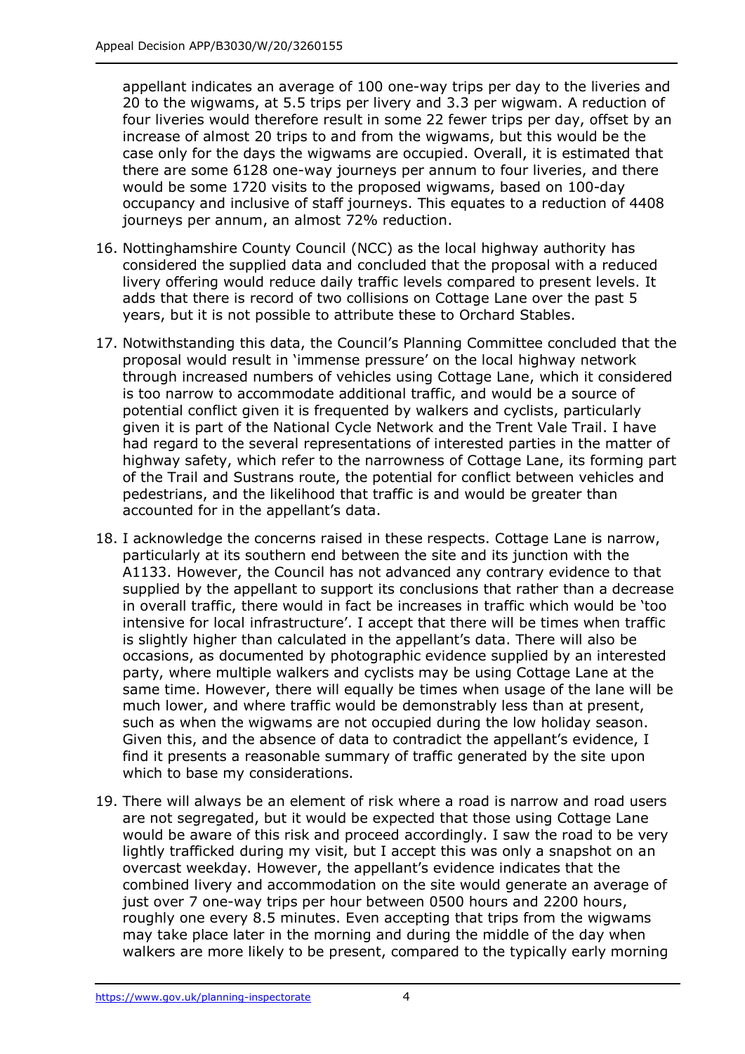appellant indicates an average of 100 one-way trips per day to the liveries and 20 to the wigwams, at 5.5 trips per livery and 3.3 per wigwam. A reduction of four liveries would therefore result in some 22 fewer trips per day, offset by an increase of almost 20 trips to and from the wigwams, but this would be the case only for the days the wigwams are occupied. Overall, it is estimated that there are some 6128 one-way journeys per annum to four liveries, and there would be some 1720 visits to the proposed wigwams, based on 100-day occupancy and inclusive of staff journeys. This equates to a reduction of 4408 journeys per annum, an almost 72% reduction.

16. Nottinghamshire County Council (NCC) as the local highway authority has considered the supplied data and concluded that the proposal with a reduced livery offering would reduce daily traffic levels compared to present levels. It adds that there is record of two collisions on Cottage Lane over the past 5 years, but it is not possible to attribute these to Orchard Stables.

17. Notwithstanding this data, the Council's Planning Committee concluded that the proposal would result in 'immense pressure' on the local highway network through increased numbers of vehicles using Cottage Lane, which it considered is too narrow to accommodate additional traffic, and would be a source of potential conflict given it is frequented by walkers and cyclists, particularly given it is part of the National Cycle Network and the Trent Vale Trail. I have had regard to the several representations of interested parties in the matter of highway safety, which refer to the narrowness of Cottage Lane, its forming part of the Trail and Sustrans route, the potential for conflict between vehicles and pedestrians, and the likelihood that traffic is and would be greater than accounted for in the appellant's data.

18. I acknowledge the concerns raised in these respects. Cottage Lane is narrow, particularly at its southern end between the site and its junction with the A1133. However, the Council has not advanced any contrary evidence to that supplied by the appellant to support its conclusions that rather than a decrease in overall traffic, there would in fact be increases in traffic which would be 'too intensive for local infrastructure'. I accept that there will be times when traffic is slightly higher than calculated in the appellant's data. There will also be occasions, as documented by photographic evidence supplied by an interested party, where multiple walkers and cyclists may be using Cottage Lane at the same time. However, there will equally be times when usage of the lane will be much lower, and where traffic would be demonstrably less than at present, such as when the wigwams are not occupied during the low holiday season. Given this, and the absence of data to contradict the appellant's evidence, I find it presents a reasonable summary of traffic generated by the site upon which to base my considerations.

19. There will always be an element of risk where a road is narrow and road users are not segregated, but it would be expected that those using Cottage Lane would be aware of this risk and proceed accordingly. I saw the road to be very lightly trafficked during my visit, but I accept this was only a snapshot on an overcast weekday. However, the appellant's evidence indicates that the combined livery and accommodation on the site would generate an average of just over 7 one-way trips per hour between 0500 hours and 2200 hours, roughly one every 8.5 minutes. Even accepting that trips from the wigwams may take place later in the morning and during the middle of the day when walkers are more likely to be present, compared to the typically early morning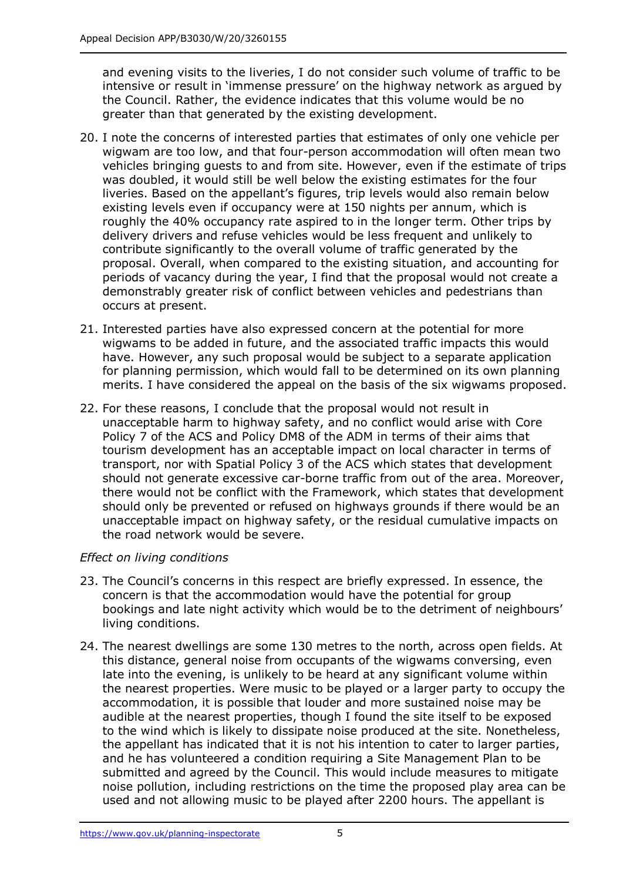and evening visits to the liveries, I do not consider such volume of traffic to be intensive or result in 'immense pressure' on the highway network as argued by the Council. Rather, the evidence indicates that this volume would be no greater than that generated by the existing development.

20. I note the concerns of interested parties that estimates of only one vehicle per wigwam are too low, and that four-person accommodation will often mean two vehicles bringing guests to and from site. However, even if the estimate of trips was doubled, it would still be well below the existing estimates for the four liveries. Based on the appellant's figures, trip levels would also remain below existing levels even if occupancy were at 150 nights per annum, which is roughly the 40% occupancy rate aspired to in the longer term. Other trips by delivery drivers and refuse vehicles would be less frequent and unlikely to contribute significantly to the overall volume of traffic generated by the proposal. Overall, when compared to the existing situation, and accounting for periods of vacancy during the year, I find that the proposal would not create a demonstrably greater risk of conflict between vehicles and pedestrians than occurs at present.

21. Interested parties have also expressed concern at the potential for more wigwams to be added in future, and the associated traffic impacts this would have. However, any such proposal would be subject to a separate application for planning permission, which would fall to be determined on its own planning merits. I have considered the appeal on the basis of the six wigwams proposed.

22. For these reasons, I conclude that the proposal would not result in unacceptable harm to highway safety, and no conflict would arise with Core Policy 7 of the ACS and Policy DM8 of the ADM in terms of their aims that tourism development has an acceptable impact on local character in terms of transport, nor with Spatial Policy 3 of the ACS which states that development should not generate excessive car-borne traffic from out of the area. Moreover, there would not be conflict with the Framework, which states that development should only be prevented or refused on highways grounds if there would be an unacceptable impact on highway safety, or the residual cumulative impacts on the road network would be severe.

*Effect on living conditions*

23. The Council's concerns in this respect are briefly expressed. In essence, the concern is that the accommodation would have the potential for group bookings and late night activity which would be to the detriment of neighbours' living conditions.

24. The nearest dwellings are some 130 metres to the north, across open fields. At this distance, general noise from occupants of the wigwams conversing, even late into the evening, is unlikely to be heard at any significant volume within the nearest properties. Were music to be played or a larger party to occupy the accommodation, it is possible that louder and more sustained noise may be audible at the nearest properties, though I found the site itself to be exposed to the wind which is likely to dissipate noise produced at the site. Nonetheless, the appellant has indicated that it is not his intention to cater to larger parties, and he has volunteered a condition requiring a Site Management Plan to be submitted and agreed by the Council. This would include measures to mitigate noise pollution, including restrictions on the time the proposed play area can be used and not allowing music to be played after 2200 hours. The appellant is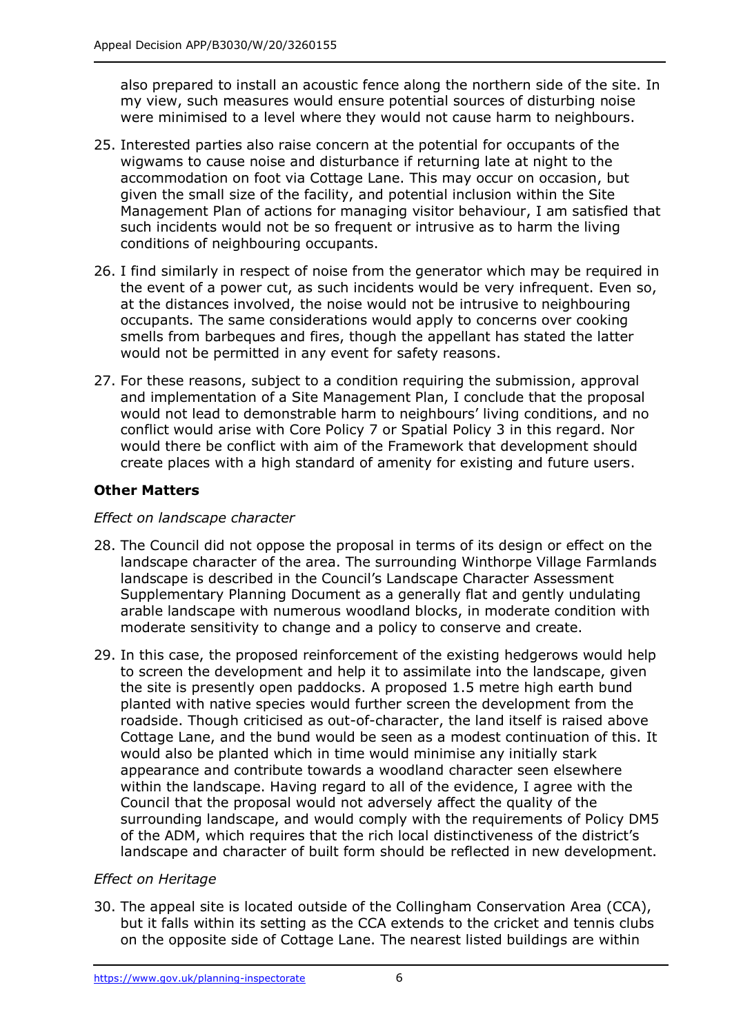also prepared to install an acoustic fence along the northern side of the site. In my view, such measures would ensure potential sources of disturbing noise were minimised to a level where they would not cause harm to neighbours.

25. Interested parties also raise concern at the potential for occupants of the wigwams to cause noise and disturbance if returning late at night to the accommodation on foot via Cottage Lane. This may occur on occasion, but given the small size of the facility, and potential inclusion within the Site Management Plan of actions for managing visitor behaviour, I am satisfied that such incidents would not be so frequent or intrusive as to harm the living conditions of neighbouring occupants.

26. I find similarly in respect of noise from the generator which may be required in the event of a power cut, as such incidents would be very infrequent. Even so, at the distances involved, the noise would not be intrusive to neighbouring occupants. The same considerations would apply to concerns over cooking smells from barbeques and fires, though the appellant has stated the latter would not be permitted in any event for safety reasons.

27. For these reasons, subject to a condition requiring the submission, approval and implementation of a Site Management Plan, I conclude that the proposal would not lead to demonstrable harm to neighbours' living conditions, and no conflict would arise with Core Policy 7 or Spatial Policy 3 in this regard. Nor would there be conflict with aim of the Framework that development should create places with a high standard of amenity for existing and future users.

## Other Matters

### *Effect on landscape character*

28. The Council did not oppose the proposal in terms of its design or effect on the landscape character of the area. The surrounding Winthorpe Village Farmlands landscape is described in the Council's Landscape Character Assessment Supplementary Planning Document as a generally flat and gently undulating arable landscape with numerous woodland blocks, in moderate condition with moderate sensitivity to change and a policy to conserve and create.

29. In this case, the proposed reinforcement of the existing hedgerows would help to screen the development and help it to assimilate into the landscape, given the site is presently open paddocks. A proposed 1.5 metre high earth bund planted with native species would further screen the development from the roadside. Though criticised as out-of-character, the land itself is raised above Cottage Lane, and the bund would be seen as a modest continuation of this. It would also be planted which in time would minimise any initially stark appearance and contribute towards a woodland character seen elsewhere within the landscape. Having regard to all of the evidence, I agree with the Council that the proposal would not adversely affect the quality of the surrounding landscape, and would comply with the requirements of Policy DM5 of the ADM, which requires that the rich local distinctiveness of the district's landscape and character of built form should be reflected in new development.

### *Effect on Heritage*

30. The appeal site is located outside of the Collingham Conservation Area (CCA), but it falls within its setting as the CCA extends to the cricket and tennis clubs on the opposite side of Cottage Lane. The nearest listed buildings are within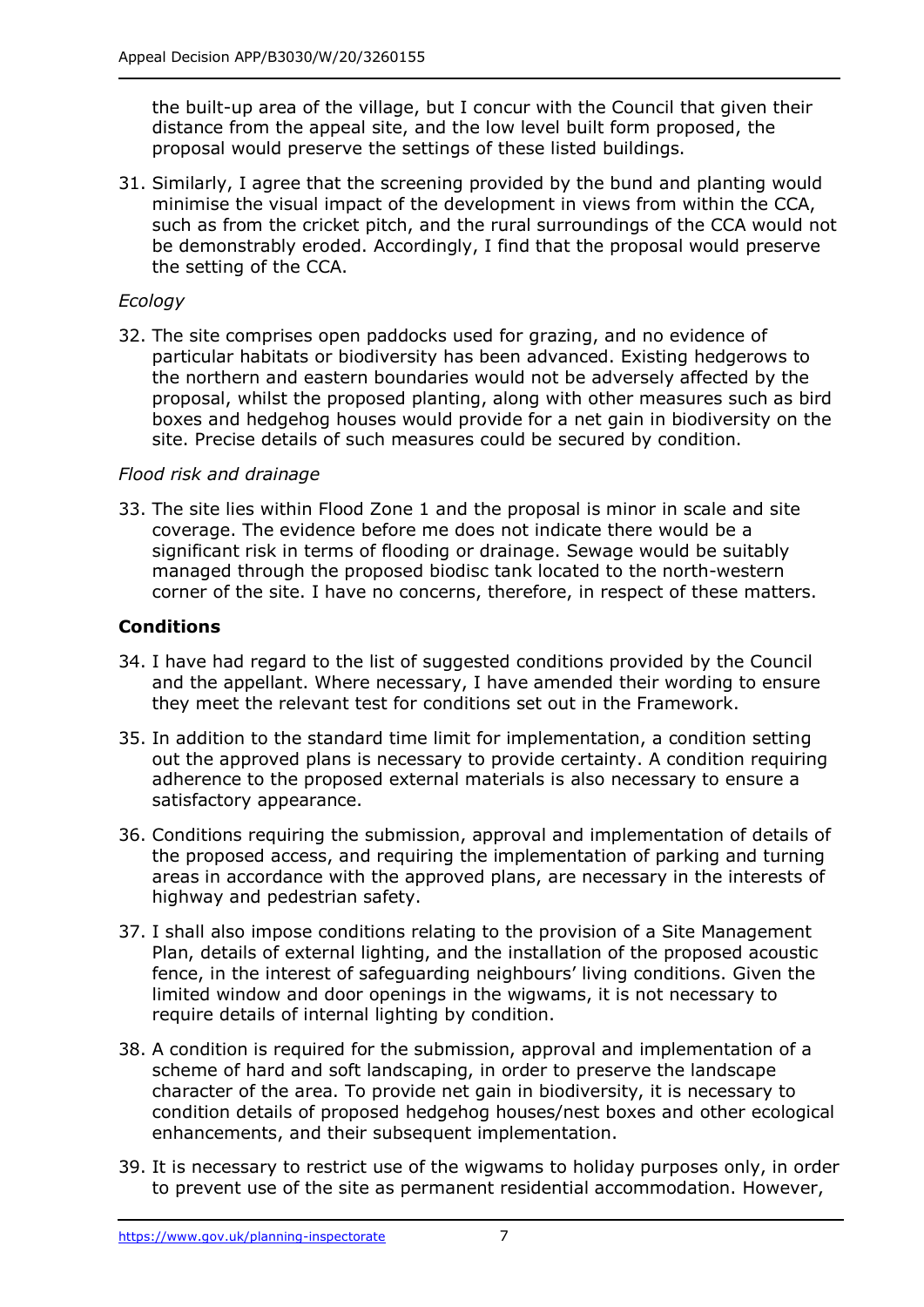the built-up area of the village, but I concur with the Council that given their distance from the appeal site, and the low level built form proposed, the proposal would preserve the settings of these listed buildings.

31. Similarly, I agree that the screening provided by the bund and planting would minimise the visual impact of the development in views from within the CCA, such as from the cricket pitch, and the rural surroundings of the CCA would not be demonstrably eroded. Accordingly, I find that the proposal would preserve the setting of the CCA.

*Ecology*

32. The site comprises open paddocks used for grazing, and no evidence of particular habitats or biodiversity has been advanced. Existing hedgerows to the northern and eastern boundaries would not be adversely affected by the proposal, whilst the proposed planting, along with other measures such as bird boxes and hedgehog houses would provide for a net gain in biodiversity on the site. Precise details of such measures could be secured by condition.

*Flood risk and drainage*

33. The site lies within Flood Zone 1 and the proposal is minor in scale and site coverage. The evidence before me does not indicate there would be a significant risk in terms of flooding or drainage. Sewage would be suitably managed through the proposed biodisc tank located to the north-western corner of the site. I have no concerns, therefore, in respect of these matters.

**Conditions**

34. I have had regard to the list of suggested conditions provided by the Council and the appellant. Where necessary, I have amended their wording to ensure they meet the relevant test for conditions set out in the Framework.

35. In addition to the standard time limit for implementation, a condition setting out the approved plans is necessary to provide certainty. A condition requiring adherence to the proposed external materials is also necessary to ensure a satisfactory appearance.

36. Conditions requiring the submission, approval and implementation of details of the proposed access, and requiring the implementation of parking and turning areas in accordance with the approved plans, are necessary in the interests of highway and pedestrian safety.

37. I shall also impose conditions relating to the provision of a Site Management Plan, details of external lighting, and the installation of the proposed acoustic fence, in the interest of safeguarding neighbours' living conditions. Given the limited window and door openings in the wigwams, it is not necessary to require details of internal lighting by condition.

38. A condition is required for the submission, approval and implementation of a scheme of hard and soft landscaping, in order to preserve the landscape character of the area. To provide net gain in biodiversity, it is necessary to condition details of proposed hedgehog houses/nest boxes and other ecological enhancements, and their subsequent implementation.

39. It is necessary to restrict use of the wigwams to holiday purposes only, in order to prevent use of the site as permanent residential accommodation. However,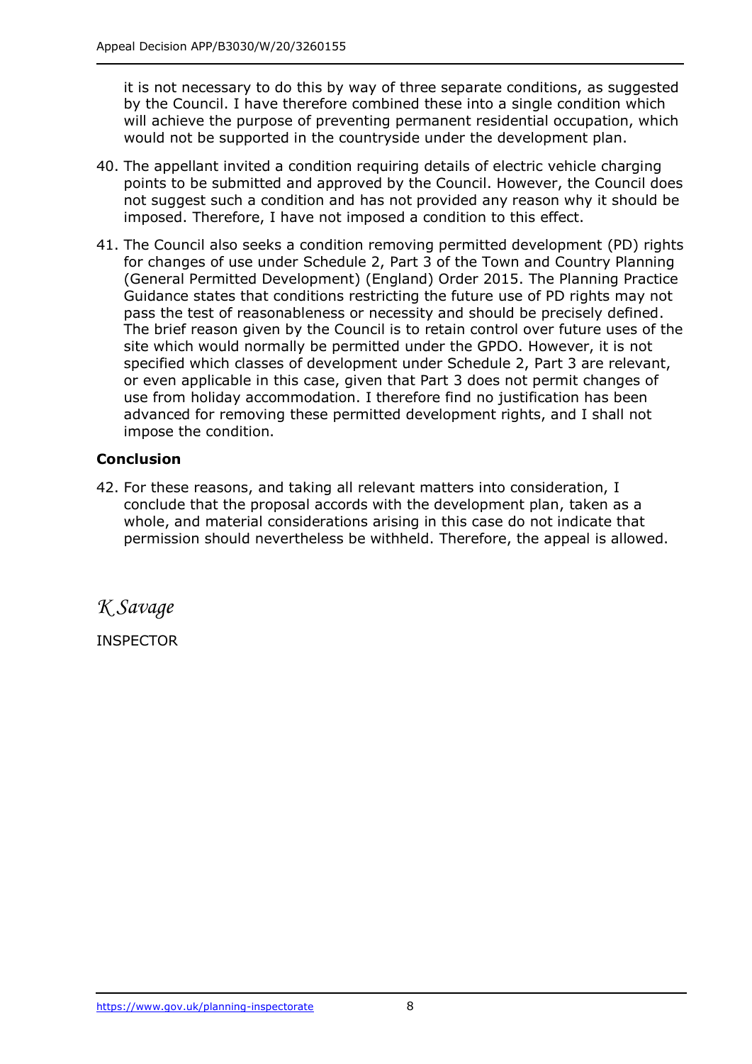it is not necessary to do this by way of three separate conditions, as suggested by the Council. I have therefore combined these into a single condition which will achieve the purpose of preventing permanent residential occupation, which would not be supported in the countryside under the development plan.

40. The appellant invited a condition requiring details of electric vehicle charging points to be submitted and approved by the Council. However, the Council does not suggest such a condition and has not provided any reason why it should be imposed. Therefore, I have not imposed a condition to this effect.

41. The Council also seeks a condition removing permitted development (PD) rights for changes of use under Schedule 2, Part 3 of the Town and Country Planning (General Permitted Development) (England) Order 2015. The Planning Practice Guidance states that conditions restricting the future use of PD rights may not pass the test of reasonableness or necessity and should be precisely defined. The brief reason given by the Council is to retain control over future uses of the site which would normally be permitted under the GPDO. However, it is not specified which classes of development under Schedule 2, Part 3 are relevant, or even applicable in this case, given that Part 3 does not permit changes of use from holiday accommodation. I therefore find no justification has been advanced for removing these permitted development rights, and I shall not impose the condition.

**Conclusion**

42. For these reasons, and taking all relevant matters into consideration, I conclude that the proposal accords with the development plan, taken as a whole, and material considerations arising in this case do not indicate that permission should nevertheless be withheld. Therefore, the appeal is allowed.

*K Savage*

INSPECTOR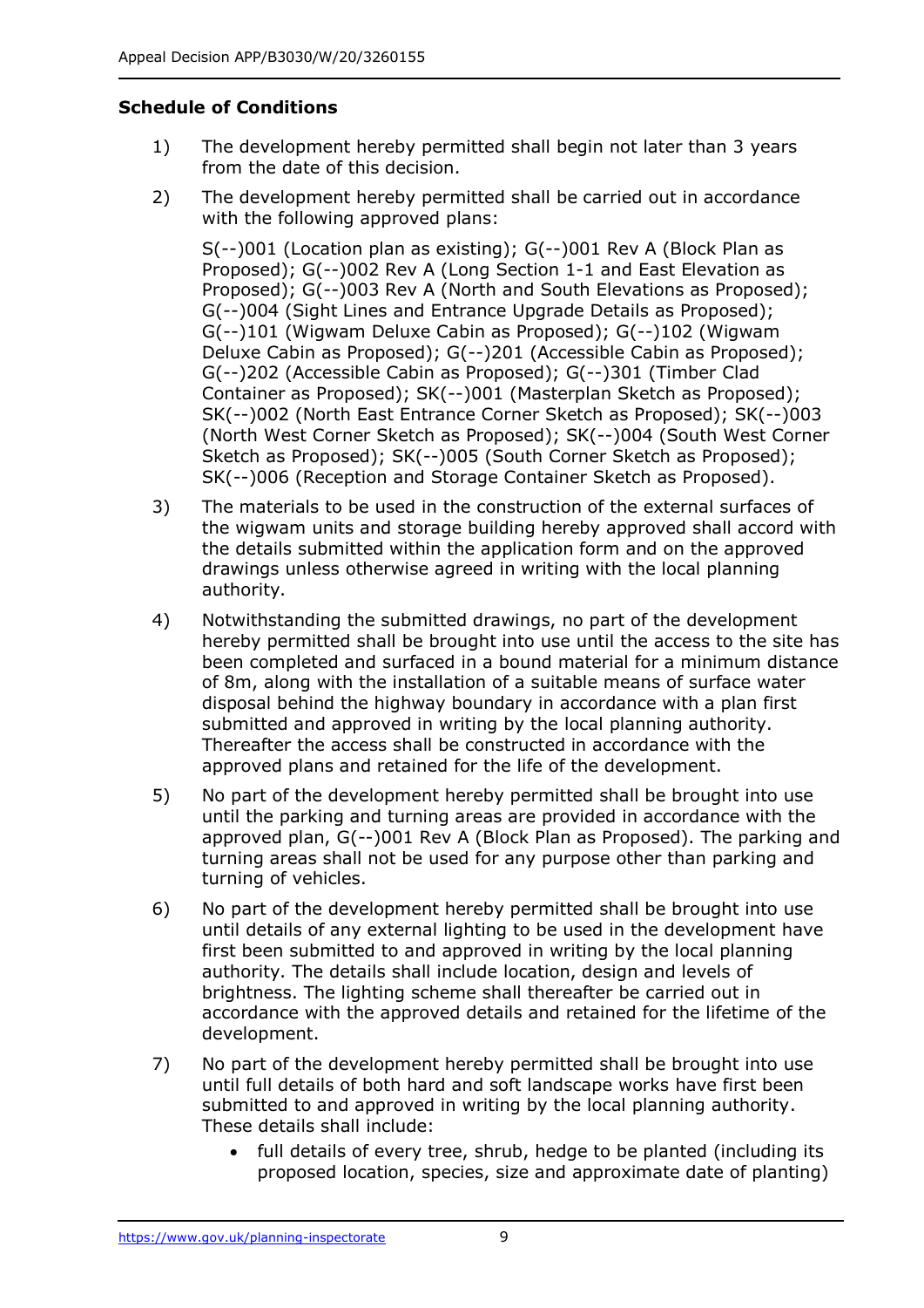**Schedule of Conditions**

1) The development hereby permitted shall begin not later than 3 years from the date of this decision.

2) The development hereby permitted shall be carried out in accordance with the following approved plans:

   S(--)001 (Location plan as existing); G(--)001 Rev A (Block Plan as Proposed); G(--)002 Rev A (Long Section 1-1 and East Elevation as Proposed); G(--)003 Rev A (North and South Elevations as Proposed); G(--)004 (Sight Lines and Entrance Upgrade Details as Proposed); G(--)101 (Wigwam Deluxe Cabin as Proposed); G(--)102 (Wigwam Deluxe Cabin as Proposed); G(--)201 (Accessible Cabin as Proposed); G(--)202 (Accessible Cabin as Proposed); G(--)301 (Timber Clad Container as Proposed); SK(--)001 (Masterplan Sketch as Proposed); SK(--)002 (North East Entrance Corner Sketch as Proposed); SK(--)003 (North West Corner Sketch as Proposed); SK(--)004 (South West Corner Sketch as Proposed); SK(--)005 (South Corner Sketch as Proposed); SK(--)006 (Reception and Storage Container Sketch as Proposed).

3) The materials to be used in the construction of the external surfaces of the wigwam units and storage building hereby approved shall accord with the details submitted within the application form and on the approved drawings unless otherwise agreed in writing with the local planning authority.

4) Notwithstanding the submitted drawings, no part of the development hereby permitted shall be brought into use until the access to the site has been completed and surfaced in a bound material for a minimum distance of 8m, along with the installation of a suitable means of surface water disposal behind the highway boundary in accordance with a plan first submitted and approved in writing by the local planning authority. Thereafter the access shall be constructed in accordance with the approved plans and retained for the life of the development.

5) No part of the development hereby permitted shall be brought into use until the parking and turning areas are provided in accordance with the approved plan, G(--)001 Rev A (Block Plan as Proposed). The parking and turning areas shall not be used for any purpose other than parking and turning of vehicles.

6) No part of the development hereby permitted shall be brought into use until details of any external lighting to be used in the development have first been submitted to and approved in writing by the local planning authority. The details shall include location, design and levels of brightness. The lighting scheme shall thereafter be carried out in accordance with the approved details and retained for the lifetime of the development.

7) No part of the development hereby permitted shall be brought into use until full details of both hard and soft landscape works have first been submitted to and approved in writing by the local planning authority. These details shall include:

   - full details of every tree, shrub, hedge to be planted (including its proposed location, species, size and approximate date of planting)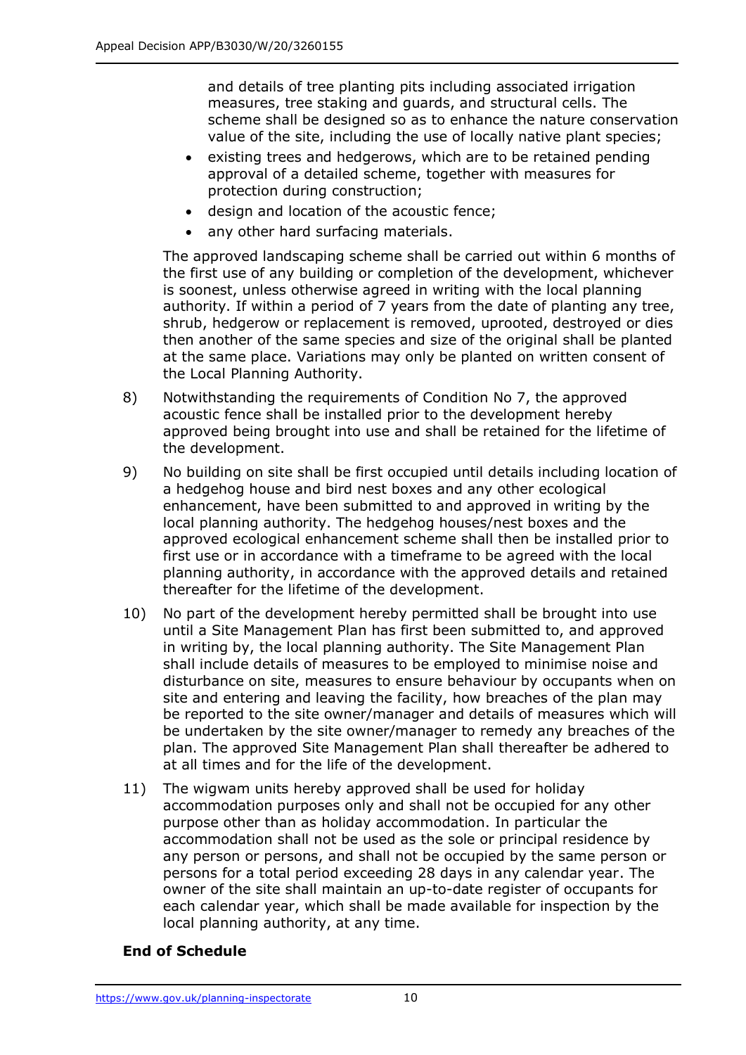and details of tree planting pits including associated irrigation measures, tree staking and guards, and structural cells. The scheme shall be designed so as to enhance the nature conservation value of the site, including the use of locally native plant species;

- existing trees and hedgerows, which are to be retained pending approval of a detailed scheme, together with measures for protection during construction;
- design and location of the acoustic fence;
- any other hard surfacing materials.

The approved landscaping scheme shall be carried out within 6 months of the first use of any building or completion of the development, whichever is soonest, unless otherwise agreed in writing with the local planning authority. If within a period of 7 years from the date of planting any tree, shrub, hedgerow or replacement is removed, uprooted, destroyed or dies then another of the same species and size of the original shall be planted at the same place. Variations may only be planted on written consent of the Local Planning Authority.

8) Notwithstanding the requirements of Condition No 7, the approved acoustic fence shall be installed prior to the development hereby approved being brought into use and shall be retained for the lifetime of the development.

9) No building on site shall be first occupied until details including location of a hedgehog house and bird nest boxes and any other ecological enhancement, have been submitted to and approved in writing by the local planning authority. The hedgehog houses/nest boxes and the approved ecological enhancement scheme shall then be installed prior to first use or in accordance with a timeframe to be agreed with the local planning authority, in accordance with the approved details and retained thereafter for the lifetime of the development.

10) No part of the development hereby permitted shall be brought into use until a Site Management Plan has first been submitted to, and approved in writing by, the local planning authority. The Site Management Plan shall include details of measures to be employed to minimise noise and disturbance on site, measures to ensure behaviour by occupants when on site and entering and leaving the facility, how breaches of the plan may be reported to the site owner/manager and details of measures which will be undertaken by the site owner/manager to remedy any breaches of the plan. The approved Site Management Plan shall thereafter be adhered to at all times and for the life of the development.

11) The wigwam units hereby approved shall be used for holiday accommodation purposes only and shall not be occupied for any other purpose other than as holiday accommodation. In particular the accommodation shall not be used as the sole or principal residence by any person or persons, and shall not be occupied by the same person or persons for a total period exceeding 28 days in any calendar year. The owner of the site shall maintain an up-to-date register of occupants for each calendar year, which shall be made available for inspection by the local planning authority, at any time.

**End of Schedule**